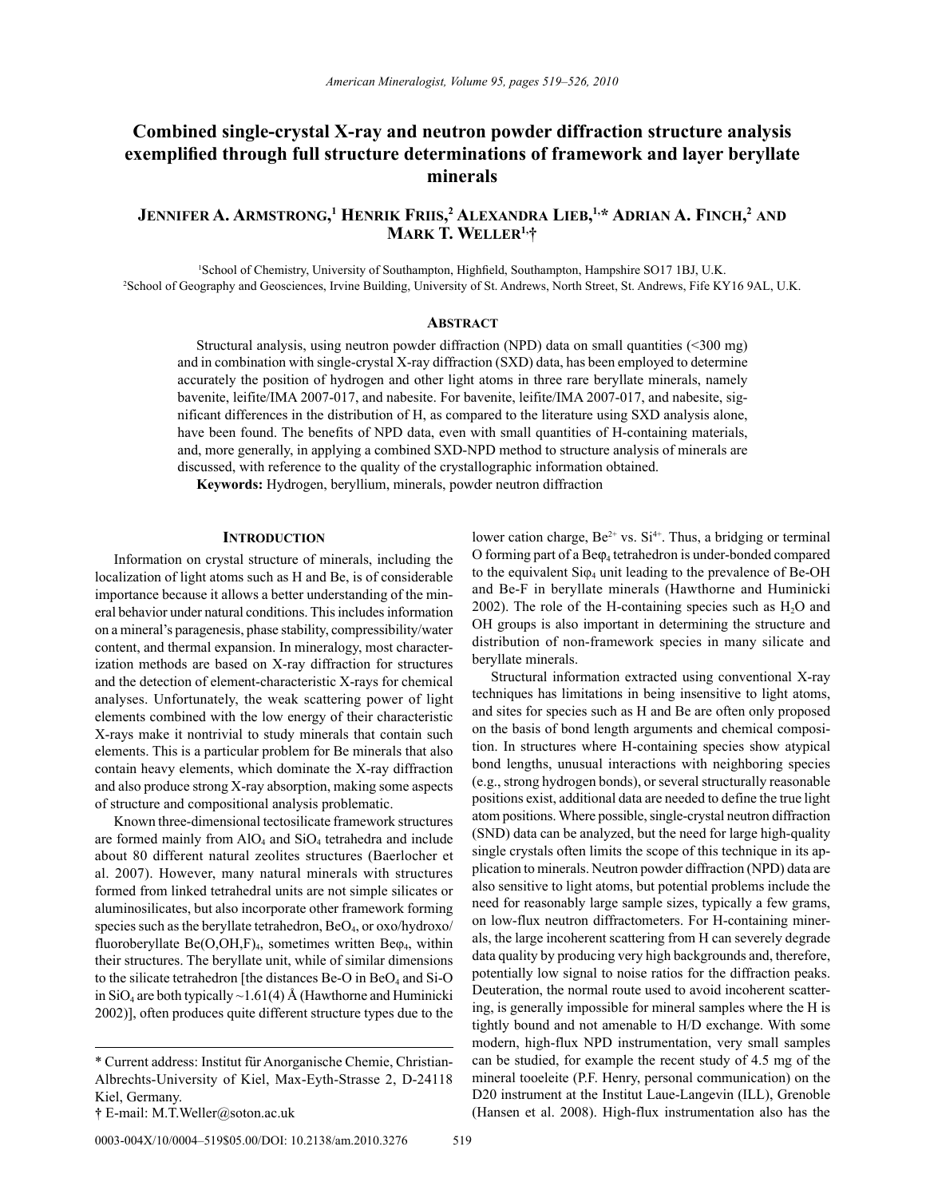# Combined single-crystal X-ray and neutron powder diffraction structure analysis exemplified through full structure determinations of framework and layer beryllate minerals

**Jennifer A. Armstrong,[1] Henrik Friis,[2] Alexandra Lieb,[1,*] Adrian A. Finch,[2] and Mark T. Weller[1,†]**

[1]School of Chemistry, University of Southampton, Highfield, Southampton, Hampshire SO17 1BJ, U.K.
[2]School of Geography and Geosciences, Irvine Building, University of St. Andrews, North Street, St. Andrews, Fife KY16 9AL, U.K.

## Abstract

Structural analysis, using neutron powder diffraction (NPD) data on small quantities (<300 mg) and in combination with single-crystal X-ray diffraction (SXD) data, has been employed to determine accurately the position of hydrogen and other light atoms in three rare beryllate minerals, namely bavenite, leifite/IMA 2007-017, and nabesite. For bavenite, leifite/IMA 2007-017, and nabesite, significant differences in the distribution of H, as compared to the literature using SXD analysis alone, have been found. The benefits of NPD data, even with small quantities of H-containing materials, and, more generally, in applying a combined SXD-NPD method to structure analysis of minerals are discussed, with reference to the quality of the crystallographic information obtained.

**Keywords:** Hydrogen, beryllium, minerals, powder neutron diffraction

## Introduction

Information on crystal structure of minerals, including the localization of light atoms such as H and Be, is of considerable importance because it allows a better understanding of the mineral behavior under natural conditions. This includes information on a mineral's paragenesis, phase stability, compressibility/water content, and thermal expansion. In mineralogy, most characterization methods are based on X-ray diffraction for structures and the detection of element-characteristic X-rays for chemical analyses. Unfortunately, the weak scattering power of light elements combined with the low energy of their characteristic X-rays make it nontrivial to study minerals that contain such elements. This is a particular problem for Be minerals that also contain heavy elements, which dominate the X-ray diffraction and also produce strong X-ray absorption, making some aspects of structure and compositional analysis problematic.

Known three-dimensional tectosilicate framework structures are formed mainly from $AlO_4$ and $SiO_4$ tetrahedra and include about 80 different natural zeolites structures (Baerlocher et al. 2007). However, many natural minerals with structures formed from linked tetrahedral units are not simple silicates or aluminosilicates, but also incorporate other framework forming species such as the beryllate tetrahedron, $BeO_4$, or oxo/hydroxo/fluoroberyllate $Be(O,OH,F)_4$, sometimes written $Be\varphi_4$, within their structures. The beryllate unit, while of similar dimensions to the silicate tetrahedron [the distances Be-O in $BeO_4$ and Si-O in $SiO_4$ are both typically ~1.61(4) Å (Hawthorne and Huminicki 2002)], often produces quite different structure types due to the lower cation charge, $Be^{2+}$ vs. $Si^{4+}$. Thus, a bridging or terminal O forming part of a $Be\varphi_4$ tetrahedron is under-bonded compared to the equivalent $Si\varphi_4$ unit leading to the prevalence of Be-OH and Be-F in beryllate minerals (Hawthorne and Huminicki 2002). The role of the H-containing species such as $H_2O$ and OH groups is also important in determining the structure and distribution of non-framework species in many silicate and beryllate minerals.

Structural information extracted using conventional X-ray techniques has limitations in being insensitive to light atoms, and sites for species such as H and Be are often only proposed on the basis of bond length arguments and chemical composition. In structures where H-containing species show atypical bond lengths, unusual interactions with neighboring species (e.g., strong hydrogen bonds), or several structurally reasonable positions exist, additional data are needed to define the true light atom positions. Where possible, single-crystal neutron diffraction (SND) data can be analyzed, but the need for large high-quality single crystals often limits the scope of this technique in its application to minerals. Neutron powder diffraction (NPD) data are also sensitive to light atoms, but potential problems include the need for reasonably large sample sizes, typically a few grams, on low-flux neutron diffractometers. For H-containing minerals, the large incoherent scattering from H can severely degrade data quality by producing very high backgrounds and, therefore, potentially low signal to noise ratios for the diffraction peaks. Deuteration, the normal route used to avoid incoherent scattering, is generally impossible for mineral samples where the H is tightly bound and not amenable to H/D exchange. With some modern, high-flux NPD instrumentation, very small samples can be studied, for example the recent study of 4.5 mg of the mineral tooeleite (P.F. Henry, personal communication) on the D20 instrument at the Institut Laue-Langevin (ILL), Grenoble (Hansen et al. 2008). High-flux instrumentation also has the

---

\* Current address: Institut für Anorganische Chemie, Christian-Albrechts-University of Kiel, Max-Eyth-Strasse 2, D-24118 Kiel, Germany.
† E-mail: M.T.Weller@soton.ac.uk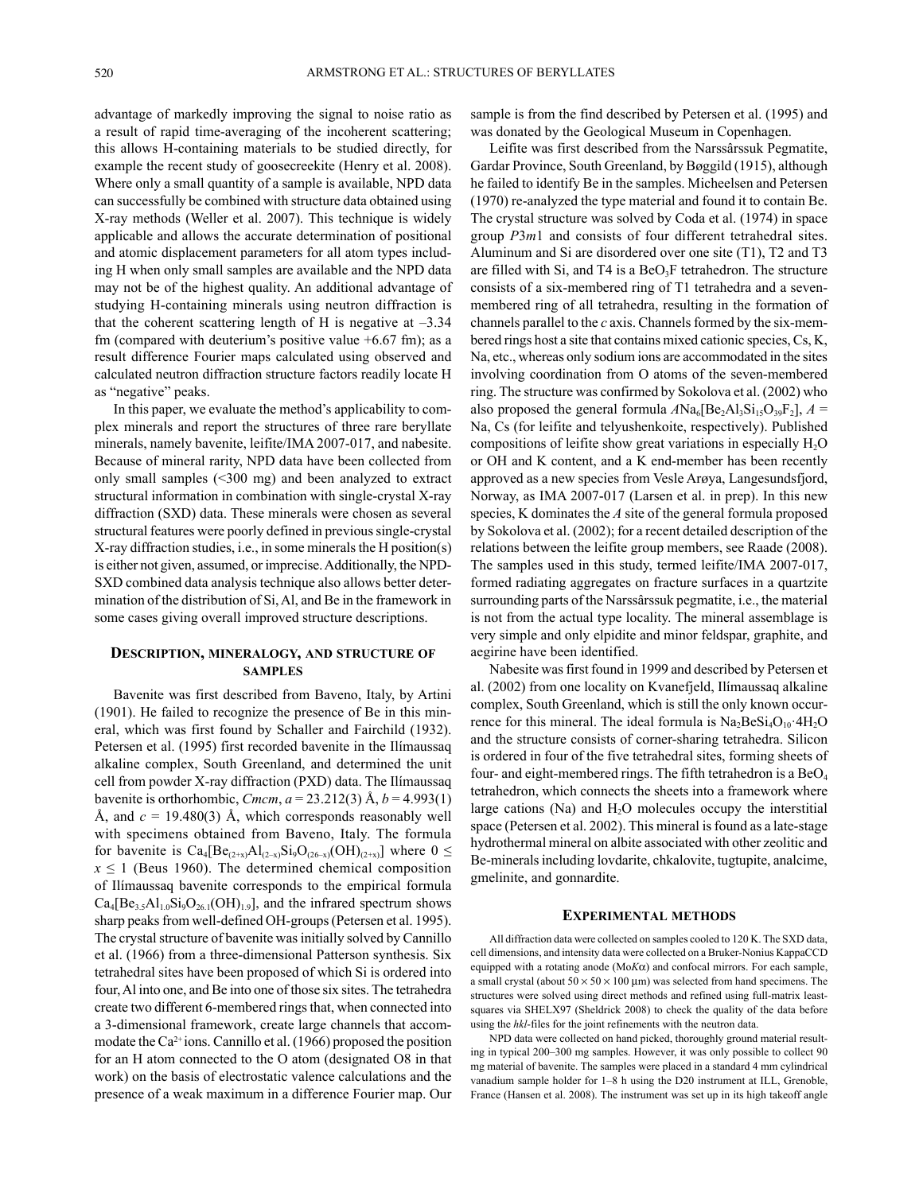advantage of markedly improving the signal to noise ratio as a result of rapid time-averaging of the incoherent scattering; this allows H-containing materials to be studied directly, for example the recent study of goosecreekite (Henry et al. 2008). Where only a small quantity of a sample is available, NPD data can successfully be combined with structure data obtained using X-ray methods (Weller et al. 2007). This technique is widely applicable and allows the accurate determination of positional and atomic displacement parameters for all atom types including H when only small samples are available and the NPD data may not be of the highest quality. An additional advantage of studying H-containing minerals using neutron diffraction is that the coherent scattering length of H is negative at –3.34 fm (compared with deuterium's positive value +6.67 fm); as a result difference Fourier maps calculated using observed and calculated neutron diffraction structure factors readily locate H as "negative" peaks.

In this paper, we evaluate the method's applicability to complex minerals and report the structures of three rare beryllate minerals, namely bavenite, leifite/IMA 2007-017, and nabesite. Because of mineral rarity, NPD data have been collected from only small samples (<300 mg) and been analyzed to extract structural information in combination with single-crystal X-ray diffraction (SXD) data. These minerals were chosen as several structural features were poorly defined in previous single-crystal X-ray diffraction studies, i.e., in some minerals the H position(s) is either not given, assumed, or imprecise. Additionally, the NPD-SXD combined data analysis technique also allows better determination of the distribution of Si, Al, and Be in the framework in some cases giving overall improved structure descriptions.

## Description, mineralogy, and structure of samples

Bavenite was first described from Baveno, Italy, by Artini (1901). He failed to recognize the presence of Be in this mineral, which was first found by Schaller and Fairchild (1932). Petersen et al. (1995) first recorded bavenite in the Ilímaussaq alkaline complex, South Greenland, and determined the unit cell from powder X-ray diffraction (PXD) data. The Ilímaussaq bavenite is orthorhombic, *Cmcm*, $a$ = 23.212(3) Å, $b$ = 4.993(1) Å, and $c$ = 19.480(3) Å, which corresponds reasonably well with specimens obtained from Baveno, Italy. The formula for bavenite is $Ca_4[Be_{(2+x)}Al_{(2-x)}Si_9O_{(26-x)}(OH)_{(2+x)}]$ where $0 \leq x \leq 1$ (Beus 1960). The determined chemical composition of Ilímaussaq bavenite corresponds to the empirical formula $Ca_4[Be_{3.5}Al_{1.0}Si_9O_{26.1}(OH)_{1.9}]$, and the infrared spectrum shows sharp peaks from well-defined OH-groups (Petersen et al. 1995). The crystal structure of bavenite was initially solved by Cannillo et al. (1966) from a three-dimensional Patterson synthesis. Six tetrahedral sites have been proposed of which Si is ordered into four, Al into one, and Be into one of those six sites. The tetrahedra create two different 6-membered rings that, when connected into a 3-dimensional framework, create large channels that accommodate the $Ca^{2+}$ ions. Cannillo et al. (1966) proposed the position for an H atom connected to the O atom (designated O8 in that work) on the basis of electrostatic valence calculations and the presence of a weak maximum in a difference Fourier map. Our sample is from the find described by Petersen et al. (1995) and was donated by the Geological Museum in Copenhagen.

Leifite was first described from the Narssârssuk Pegmatite, Gardar Province, South Greenland, by Bøggild (1915), although he failed to identify Be in the samples. Micheelsen and Petersen (1970) re-analyzed the type material and found it to contain Be. The crystal structure was solved by Coda et al. (1974) in space group *P*3*m*1 and consists of four different tetrahedral sites. Aluminum and Si are disordered over one site (T1), T2 and T3 are filled with Si, and T4 is a $BeO_3F$ tetrahedron. The structure consists of a six-membered ring of T1 tetrahedra and a seven-membered ring of all tetrahedra, resulting in the formation of channels parallel to the $c$ axis. Channels formed by the six-membered rings host a site that contains mixed cationic species, Cs, K, Na, etc., whereas only sodium ions are accommodated in the sites involving coordination from O atoms of the seven-membered ring. The structure was confirmed by Sokolova et al. (2002) who also proposed the general formula $ANa_6[Be_2Al_3Si_{15}O_{39}F_2]$, $A$ = Na, Cs (for leifite and telyushenkoite, respectively). Published compositions of leifite show great variations in especially $H_2O$ or OH and K content, and a K end-member has been recently approved as a new species from Vesle Arøya, Langesundsfjord, Norway, as IMA 2007-017 (Larsen et al. in prep). In this new species, K dominates the $A$ site of the general formula proposed by Sokolova et al. (2002); for a recent detailed description of the relations between the leifite group members, see Raade (2008). The samples used in this study, termed leifite/IMA 2007-017, formed radiating aggregates on fracture surfaces in a quartzite surrounding parts of the Narssârssuk pegmatite, i.e., the material is not from the actual type locality. The mineral assemblage is very simple and only elpidite and minor feldspar, graphite, and aegirine have been identified.

Nabesite was first found in 1999 and described by Petersen et al. (2002) from one locality on Kvanefjeld, Ilímaussaq alkaline complex, South Greenland, which is still the only known occurrence for this mineral. The ideal formula is $Na_2BeSi_4O_{10}·4H_2O$ and the structure consists of corner-sharing tetrahedra. Silicon is ordered in four of the five tetrahedral sites, forming sheets of four- and eight-membered rings. The fifth tetrahedron is a $BeO_4$ tetrahedron, which connects the sheets into a framework where large cations (Na) and $H_2O$ molecules occupy the interstitial space (Petersen et al. 2002). This mineral is found as a late-stage hydrothermal mineral on albite associated with other zeolitic and Be-minerals including lovdarite, chkalovite, tugtupite, analcime, gmelinite, and gonnardite.

## Experimental methods

All diffraction data were collected on samples cooled to 120 K. The SXD data, cell dimensions, and intensity data were collected on a Bruker-Nonius KappaCCD equipped with a rotating anode (Mo$K\alpha$) and confocal mirrors. For each sample, a small crystal (about 50 × 50 × 100 μm) was selected from hand specimens. The structures were solved using direct methods and refined using full-matrix least-squares via SHELX97 (Sheldrick 2008) to check the quality of the data before using the *hkl*-files for the joint refinements with the neutron data.

NPD data were collected on hand picked, thoroughly ground material resulting in typical 200–300 mg samples. However, it was only possible to collect 90 mg material of bavenite. The samples were placed in a standard 4 mm cylindrical vanadium sample holder for 1–8 h using the D20 instrument at ILL, Grenoble, France (Hansen et al. 2008). The instrument was set up in its high takeoff angle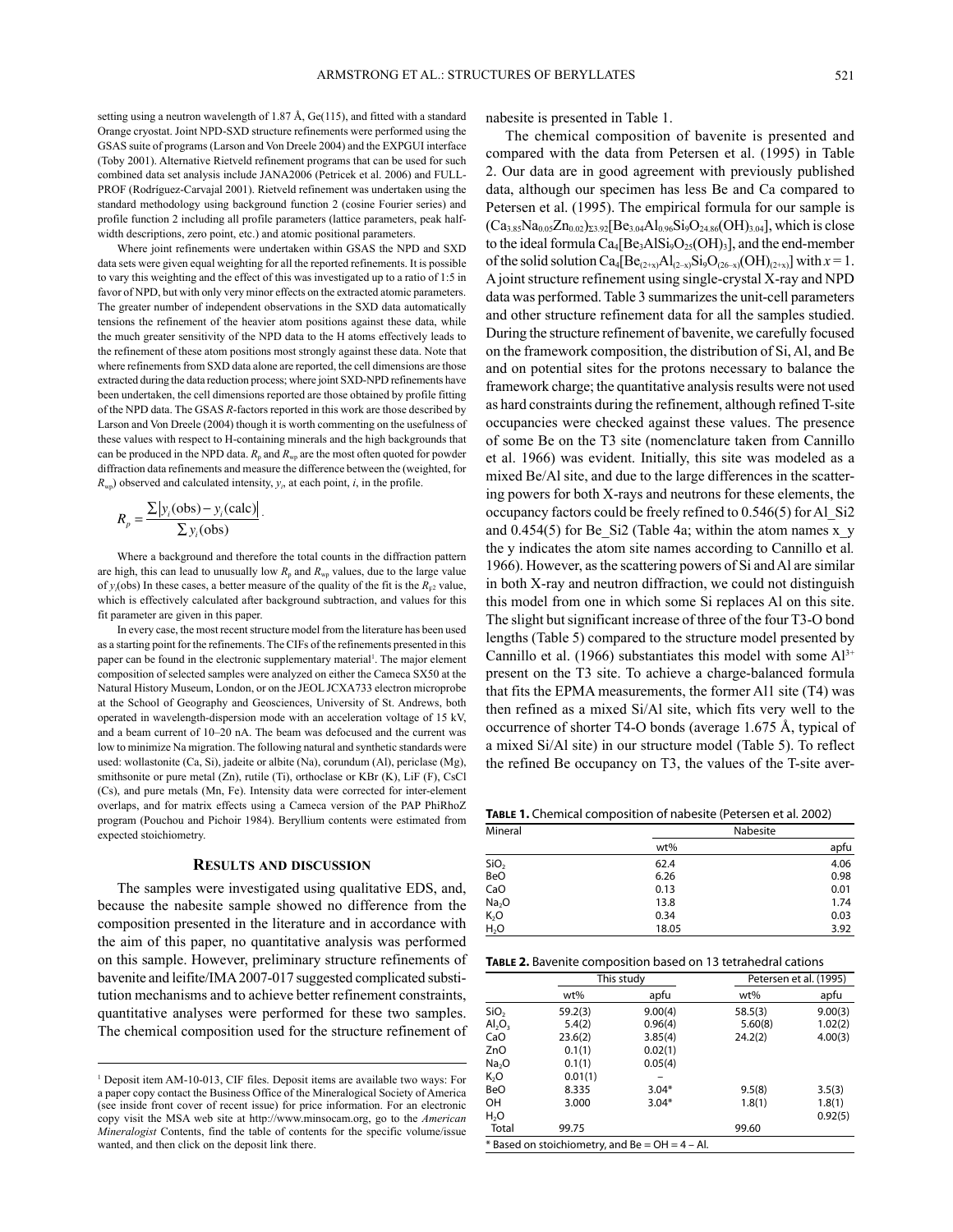setting using a neutron wavelength of 1.87 Å, Ge(115), and fitted with a standard Orange cryostat. Joint NPD-SXD structure refinements were performed using the GSAS suite of programs (Larson and Von Dreele 2004) and the EXPGUI interface (Toby 2001). Alternative Rietveld refinement programs that can be used for such combined data set analysis include JANA2006 (Petricek et al. 2006) and FULLPROF (Rodríguez-Carvajal 2001). Rietveld refinement was undertaken using the standard methodology using background function 2 (cosine Fourier series) and profile function 2 including all profile parameters (lattice parameters, peak half-width descriptions, zero point, etc.) and atomic positional parameters.

Where joint refinements were undertaken within GSAS the NPD and SXD data sets were given equal weighting for all the reported refinements. It is possible to vary this weighting and the effect of this was investigated up to a ratio of 1:5 in favor of NPD, but with only very minor effects on the extracted atomic parameters. The greater number of independent observations in the SXD data automatically tensions the refinement of the heavier atom positions against these data, while the much greater sensitivity of the NPD data to the H atoms effectively leads to the refinement of these atom positions most strongly against these data. Note that where refinements from SXD data alone are reported, the cell dimensions are those extracted during the data reduction process; where joint SXD-NPD refinements have been undertaken, the cell dimensions reported are those obtained by profile fitting of the NPD data. The GSAS *R*-factors reported in this work are those described by Larson and Von Dreele (2004) though it is worth commenting on the usefulness of these values with respect to H-containing minerals and the high backgrounds that can be produced in the NPD data. $R_p$ and $R_{wp}$ are the most often quoted for powder diffraction data refinements and measure the difference between the (weighted, for $R_{wp}$) observed and calculated intensity, $y_i$, at each point, $i$, in the profile.

$$R_p = \frac{\sum |y_i(\text{obs}) - y_i(\text{calc})|}{\sum y_i(\text{obs})}.$$

Where a background and therefore the total counts in the diffraction pattern are high, this can lead to unusually low $R_p$ and $R_{wp}$ values, due to the large value of $y_i$(obs) In these cases, a better measure of the quality of the fit is the $R_{F2}$ value, which is effectively calculated after background subtraction, and values for this fit parameter are given in this paper.

In every case, the most recent structure model from the literature has been used as a starting point for the refinements. The CIFs of the refinements presented in this paper can be found in the electronic supplementary material[1]. The major element composition of selected samples were analyzed on either the Cameca SX50 at the Natural History Museum, London, or on the JEOL JCXA733 electron microprobe at the School of Geography and Geosciences, University of St. Andrews, both operated in wavelength-dispersion mode with an acceleration voltage of 15 kV, and a beam current of 10–20 nA. The beam was defocused and the current was low to minimize Na migration. The following natural and synthetic standards were used: wollastonite (Ca, Si), jadeite or albite (Na), corundum (Al), periclase (Mg), smithsonite or pure metal (Zn), rutile (Ti), orthoclase or KBr (K), LiF (F), CsCl (Cs), and pure metals (Mn, Fe). Intensity data were corrected for inter-element overlaps, and for matrix effects using a Cameca version of the PAP PhiRhoZ program (Pouchou and Pichoir 1984). Beryllium contents were estimated from expected stoichiometry.

## Results and discussion

The samples were investigated using qualitative EDS, and, because the nabesite sample showed no difference from the composition presented in the literature and in accordance with the aim of this paper, no quantitative analysis was performed on this sample. However, preliminary structure refinements of bavenite and leifite/IMA2007-017 suggested complicated substitution mechanisms and to achieve better refinement constraints, quantitative analyses were performed for these two samples. The chemical composition used for the structure refinement of nabesite is presented in Table 1.

The chemical composition of bavenite is presented and compared with the data from Petersen et al. (1995) in Table 2. Our data are in good agreement with previously published data, although our specimen has less Be and Ca compared to Petersen et al. (1995). The empirical formula for our sample is $(Ca_{3.85}Na_{0.05}Zn_{0.02})_{\Sigma 3.92}[Be_{3.04}Al_{0.96}Si_9O_{24.86}(OH)_{3.04}]$, which is close to the ideal formula $Ca_4[Be_3AlSi_9O_{25}(OH)_3]$, and the end-member of the solid solution $Ca_4[Be_{(2+x)}Al_{(2-x)}Si_9O_{(26-x)}(OH)_{(2+x)}]$ with $x = 1$. A joint structure refinement using single-crystal X-ray and NPD data was performed. Table 3 summarizes the unit-cell parameters and other structure refinement data for all the samples studied. During the structure refinement of bavenite, we carefully focused on the framework composition, the distribution of Si, Al, and Be and on potential sites for the protons necessary to balance the framework charge; the quantitative analysis results were not used as hard constraints during the refinement, although refined T-site occupancies were checked against these values. The presence of some Be on the T3 site (nomenclature taken from Cannillo et al. 1966) was evident. Initially, this site was modeled as a mixed Be/Al site, and due to the large differences in the scattering powers for both X-rays and neutrons for these elements, the occupancy factors could be freely refined to 0.546(5) for Al_Si2 and 0.454(5) for Be_Si2 (Table 4a; within the atom names x_y the y indicates the atom site names according to Cannillo et al. 1966). However, as the scattering powers of Si and Al are similar in both X-ray and neutron diffraction, we could not distinguish this model from one in which some Si replaces Al on this site. The slight but significant increase of three of the four T3-O bond lengths (Table 5) compared to the structure model presented by Cannillo et al. (1966) substantiates this model with some $Al^{3+}$ present on the T3 site. To achieve a charge-balanced formula that fits the EPMA measurements, the former Al1 site (T4) was then refined as a mixed Si/Al site, which fits very well to the occurrence of shorter T4-O bonds (average 1.675 Å, typical of a mixed Si/Al site) in our structure model (Table 5). To reflect the refined Be occupancy on T3, the values of the T-site aver-

**Table 1.** Chemical composition of nabesite (Petersen et al. 2002)

| Mineral | Nabesite | |
|---|---|---|
| | wt% | apfu |
| $SiO_2$ | 62.4 | 4.06 |
| BeO | 6.26 | 0.98 |
| CaO | 0.13 | 0.01 |
| $Na_2O$ | 13.8 | 1.74 |
| $K_2O$ | 0.34 | 0.03 |
| $H_2O$ | 18.05 | 3.92 |

**Table 2.** Bavenite composition based on 13 tetrahedral cations

| | This study | | Petersen et al. (1995) | |
|---|---|---|---|---|
| | wt% | apfu | wt% | apfu |
| $SiO_2$ | 59.2(3) | 9.00(4) | 58.5(3) | 9.00(3) |
| $Al_2O_3$ | 5.4(2) | 0.96(4) | 5.60(8) | 1.02(2) |
| CaO | 23.6(2) | 3.85(4) | 24.2(2) | 4.00(3) |
| ZnO | 0.1(1) | 0.02(1) | | |
| $Na_2O$ | 0.1(1) | 0.05(4) | | |
| $K_2O$ | 0.01(1) | – | | |
| BeO | 8.335 | 3.04* | 9.5(8) | 3.5(3) |
| OH | 3.000 | 3.04* | 1.8(1) | 1.8(1) |
| $H_2O$ | | | | 0.92(5) |
| Total | 99.75 | | 99.60 | |

\* Based on stoichiometry, and Be = OH = 4 – Al.

[1] Deposit item AM-10-013, CIF files. Deposit items are available two ways: For a paper copy contact the Business Office of the Mineralogical Society of America (see inside front cover of recent issue) for price information. For an electronic copy visit the MSA web site at http://www.minsocam.org, go to the *American Mineralogist* Contents, find the table of contents for the specific volume/issue wanted, and then click on the deposit link there.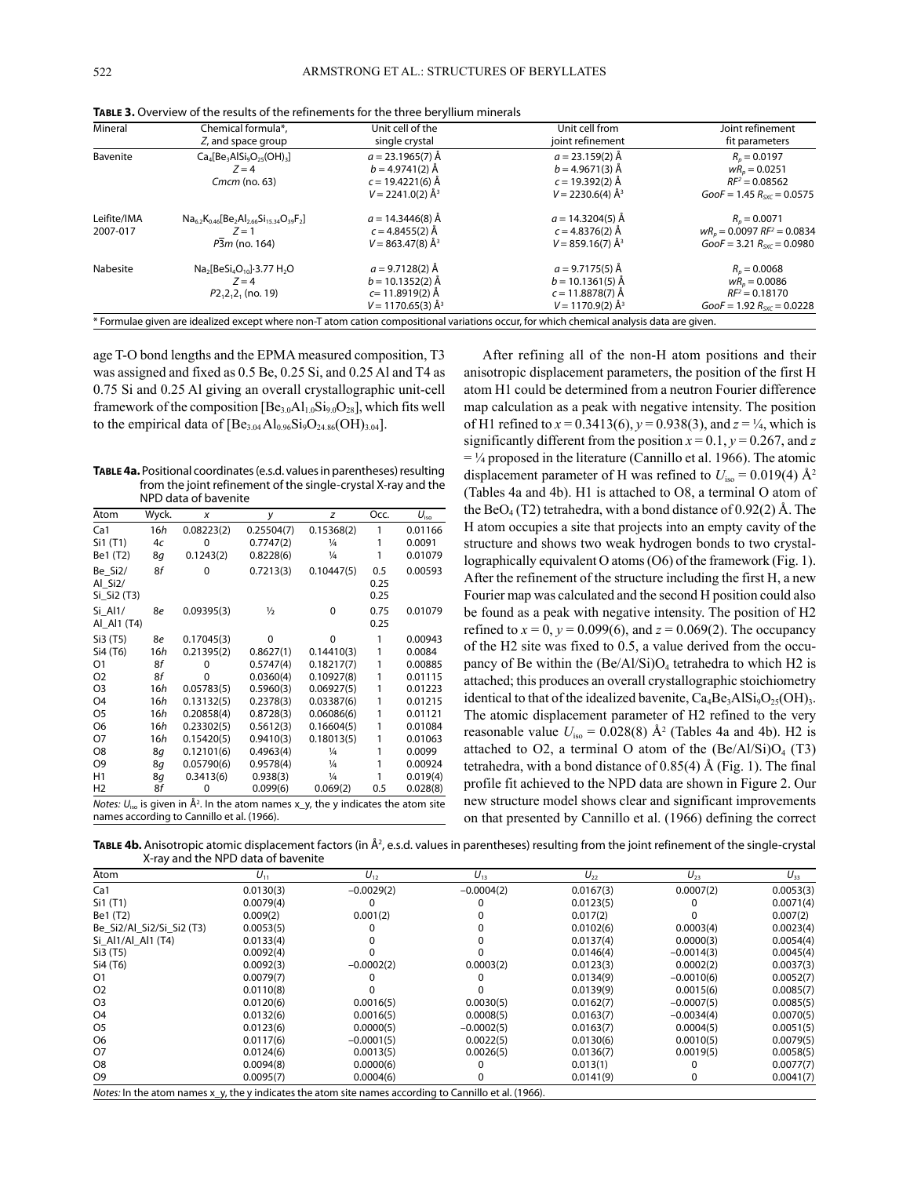**Table 3.** Overview of the results of the refinements for the three beryllium minerals

| Mineral | Chemical formula*, $Z$, and space group | Unit cell of the single crystal | Unit cell from joint refinement | Joint refinement fit parameters |
|---|---|---|---|---|
| Bavenite | $Ca_4[Be_3AlSi_9O_{25}(OH)_3]$<br>$Z = 4$<br>*Cmcm* (no. 63) | $a = 23.1965(7)$ Å<br>$b = 4.9741(2)$ Å<br>$c = 19.4221(6)$ Å<br>$V = 2241.0(2)$ Å$^3$ | $a = 23.159(2)$ Å<br>$b = 4.9671(3)$ Å<br>$c = 19.392(2)$ Å<br>$V = 2230.6(4)$ Å$^3$ | $R_p = 0.0197$<br>$wR_p = 0.0251$<br>$RF^2 = 0.08562$<br>$GooF = 1.45$ $R_{SXC} = 0.0575$ |
| Leifite/IMA 2007-017 | $Na_{6.2}K_{0.46}[Be_2Al_{2.66}Si_{15.34}O_{39}F_2]$<br>$Z = 1$<br>$P\bar{3}m$ (no. 164) | $a = 14.3446(8)$ Å<br>$c = 4.8455(2)$ Å<br>$V = 863.47(8)$ Å$^3$ | $a = 14.3204(5)$ Å<br>$c = 4.8376(2)$ Å<br>$V = 859.16(7)$ Å$^3$ | $R_p = 0.0071$<br>$wR_p = 0.0097$ $RF^2 = 0.0834$<br>$GooF = 3.21$ $R_{SXC} = 0.0980$ |
| Nabesite | $Na_2[BeSi_4O_{10}]\cdot 3.77\ H_2O$<br>$Z = 4$<br>$P2_12_12_1$ (no. 19) | $a = 9.7128(2)$ Å<br>$b = 10.1352(2)$ Å<br>$c= 11.8919(2)$ Å<br>$V = 1170.65(3)$ Å$^3$ | $a = 9.7175(5)$ Å<br>$b = 10.1361(5)$ Å<br>$c = 11.8878(7)$ Å<br>$V = 1170.9(2)$ Å$^3$ | $R_p = 0.0068$<br>$wR_p = 0.0086$<br>$RF^2 = 0.18170$<br>$GooF = 1.92$ $R_{SXC} = 0.0228$ |

\* Formulae given are idealized except where non-T atom cation compositional variations occur, for which chemical analysis data are given.

age T-O bond lengths and the EPMA measured composition, T3 was assigned and fixed as 0.5 Be, 0.25 Si, and 0.25 Al and T4 as 0.75 Si and 0.25 Al giving an overall crystallographic unit-cell framework of the composition $[Be_{3.0}Al_{1.0}Si_{9.0}O_{28}]$, which fits well to the empirical data of $[Be_{3.04}Al_{0.96}Si_9O_{24.86}(OH)_{3.04}]$.

**Table 4a.** Positional coordinates (e.s.d. values in parentheses) resulting from the joint refinement of the single-crystal X-ray and the NPD data of bavenite

| Atom | Wyck. | $x$ | $y$ | $z$ | Occ. | $U_{iso}$ |
|---|---|---|---|---|---|---|
| Ca1 | 16*h* | 0.08223(2) | 0.25504(7) | 0.15368(2) | 1 | 0.01166 |
| Si1 (T1) | 4*c* | 0 | 0.7747(2) | ¼ | 1 | 0.0091 |
| Be1 (T2) | 8*g* | 0.1243(2) | 0.8228(6) | ¼ | 1 | 0.01079 |
| Be_Si2/ Al_Si2/ Si_Si2 (T3) | 8*f* | 0 | 0.7213(3) | 0.10447(5) | 0.5<br>0.25<br>0.25 | 0.00593 |
| Si_Al1/ Al_Al1 (T4) | 8*e* | 0.09395(3) | ½ | 0 | 0.75<br>0.25 | 0.01079 |
| Si3 (T5) | 8*e* | 0.17045(3) | 0 | 0 | 1 | 0.00943 |
| Si4 (T6) | 16*h* | 0.21395(2) | 0.8627(1) | 0.14410(3) | 1 | 0.0084 |
| O1 | 8*f* | 0 | 0.5747(4) | 0.18217(7) | 1 | 0.00885 |
| O2 | 8*f* | 0 | 0.0360(4) | 0.10927(8) | 1 | 0.01115 |
| O3 | 16*h* | 0.05783(5) | 0.5960(3) | 0.06927(5) | 1 | 0.01223 |
| O4 | 16*h* | 0.13132(5) | 0.2378(3) | 0.03387(6) | 1 | 0.01215 |
| O5 | 16*h* | 0.20858(4) | 0.8728(3) | 0.06086(6) | 1 | 0.01121 |
| O6 | 16*h* | 0.23302(5) | 0.5612(3) | 0.16604(5) | 1 | 0.01084 |
| O7 | 16*h* | 0.15420(5) | 0.9410(3) | 0.18013(5) | 1 | 0.01063 |
| O8 | 8*g* | 0.12101(6) | 0.4963(4) | ¼ | 1 | 0.0099 |
| O9 | 8*g* | 0.05790(6) | 0.9578(4) | ¼ | 1 | 0.00924 |
| H1 | 8*g* | 0.3413(6) | 0.938(3) | ¼ | 1 | 0.019(4) |
| H2 | 8*f* | 0 | 0.099(6) | 0.069(2) | 0.5 | 0.028(8) |

*Notes:* $U_{iso}$ is given in Å$^2$. In the atom names x_y, the y indicates the atom site names according to Cannillo et al. (1966).

After refining all of the non-H atom positions and their anisotropic displacement parameters, the position of the first H atom H1 could be determined from a neutron Fourier difference map calculation as a peak with negative intensity. The position of H1 refined to $x = 0.3413(6)$, $y = 0.938(3)$, and $z = ¼$, which is significantly different from the position $x = 0.1$, $y = 0.267$, and $z = ¼$ proposed in the literature (Cannillo et al. 1966). The atomic displacement parameter of H was refined to $U_{iso} = 0.019(4)$ Å$^2$ (Tables 4a and 4b). H1 is attached to O8, a terminal O atom of the $BeO_4$ (T2) tetrahedra, with a bond distance of 0.92(2) Å. The H atom occupies a site that projects into an empty cavity of the structure and shows two weak hydrogen bonds to two crystallographically equivalent O atoms (O6) of the framework (Fig. 1). After the refinement of the structure including the first H, a new Fourier map was calculated and the second H position could also be found as a peak with negative intensity. The position of H2 refined to $x = 0$, $y = 0.099(6)$, and $z = 0.069(2)$. The occupancy of the H2 site was fixed to 0.5, a value derived from the occupancy of Be within the $(Be/Al/Si)O_4$ tetrahedra to which H2 is attached; this produces an overall crystallographic stoichiometry identical to that of the idealized bavenite, $Ca_4Be_3AlSi_9O_{25}(OH)_3$. The atomic displacement parameter of H2 refined to the very reasonable value $U_{iso} = 0.028(8)$ Å$^2$ (Tables 4a and 4b). H2 is attached to O2, a terminal O atom of the $(Be/Al/Si)O_4$ (T3) tetrahedra, with a bond distance of 0.85(4) Å (Fig. 1). The final profile fit achieved to the NPD data are shown in Figure 2. Our new structure model shows clear and significant improvements on that presented by Cannillo et al. (1966) defining the correct

**Table 4b.** Anisotropic atomic displacement factors (in Å$^2$, e.s.d. values in parentheses) resulting from the joint refinement of the single-crystal X-ray and the NPD data of bavenite

| Atom | $U_{11}$ | $U_{12}$ | $U_{13}$ | $U_{22}$ | $U_{23}$ | $U_{33}$ |
|---|---|---|---|---|---|---|
| Ca1 | 0.0130(3) | −0.0029(2) | −0.0004(2) | 0.0167(3) | 0.0007(2) | 0.0053(3) |
| Si1 (T1) | 0.0079(4) | 0 | 0 | 0.0123(5) | 0 | 0.0071(4) |
| Be1 (T2) | 0.009(2) | 0.001(2) | 0 | 0.017(2) | 0 | 0.007(2) |
| Be_Si2/Al_Si2/Si_Si2 (T3) | 0.0053(5) | 0 | 0 | 0.0102(6) | 0.0003(4) | 0.0023(4) |
| Si_Al1/Al_Al1 (T4) | 0.0133(4) | 0 | 0 | 0.0137(4) | 0.0000(3) | 0.0054(4) |
| Si3 (T5) | 0.0092(4) | 0 | 0 | 0.0146(4) | −0.0014(3) | 0.0045(4) |
| Si4 (T6) | 0.0092(3) | −0.0002(2) | 0.0003(2) | 0.0123(3) | 0.0002(2) | 0.0037(3) |
| O1 | 0.0079(7) | 0 | 0 | 0.0134(9) | −0.0010(6) | 0.0052(7) |
| O2 | 0.0110(8) | 0 | 0 | 0.0139(9) | 0.0015(6) | 0.0085(7) |
| O3 | 0.0120(6) | 0.0016(5) | 0.0030(5) | 0.0162(7) | −0.0007(5) | 0.0085(5) |
| O4 | 0.0132(6) | 0.0016(5) | 0.0008(5) | 0.0163(7) | −0.0034(4) | 0.0070(5) |
| O5 | 0.0123(6) | 0.0000(5) | −0.0002(5) | 0.0163(7) | 0.0004(5) | 0.0051(5) |
| O6 | 0.0117(6) | −0.0001(5) | 0.0022(5) | 0.0130(6) | 0.0010(5) | 0.0079(5) |
| O7 | 0.0124(6) | 0.0013(5) | 0.0026(5) | 0.0136(7) | 0.0019(5) | 0.0058(5) |
| O8 | 0.0094(8) | 0.0000(6) | 0 | 0.013(1) | 0 | 0.0077(7) |
| O9 | 0.0095(7) | 0.0004(6) | 0 | 0.0141(9) | 0 | 0.0041(7) |

*Notes:* In the atom names x_y, the y indicates the atom site names according to Cannillo et al. (1966).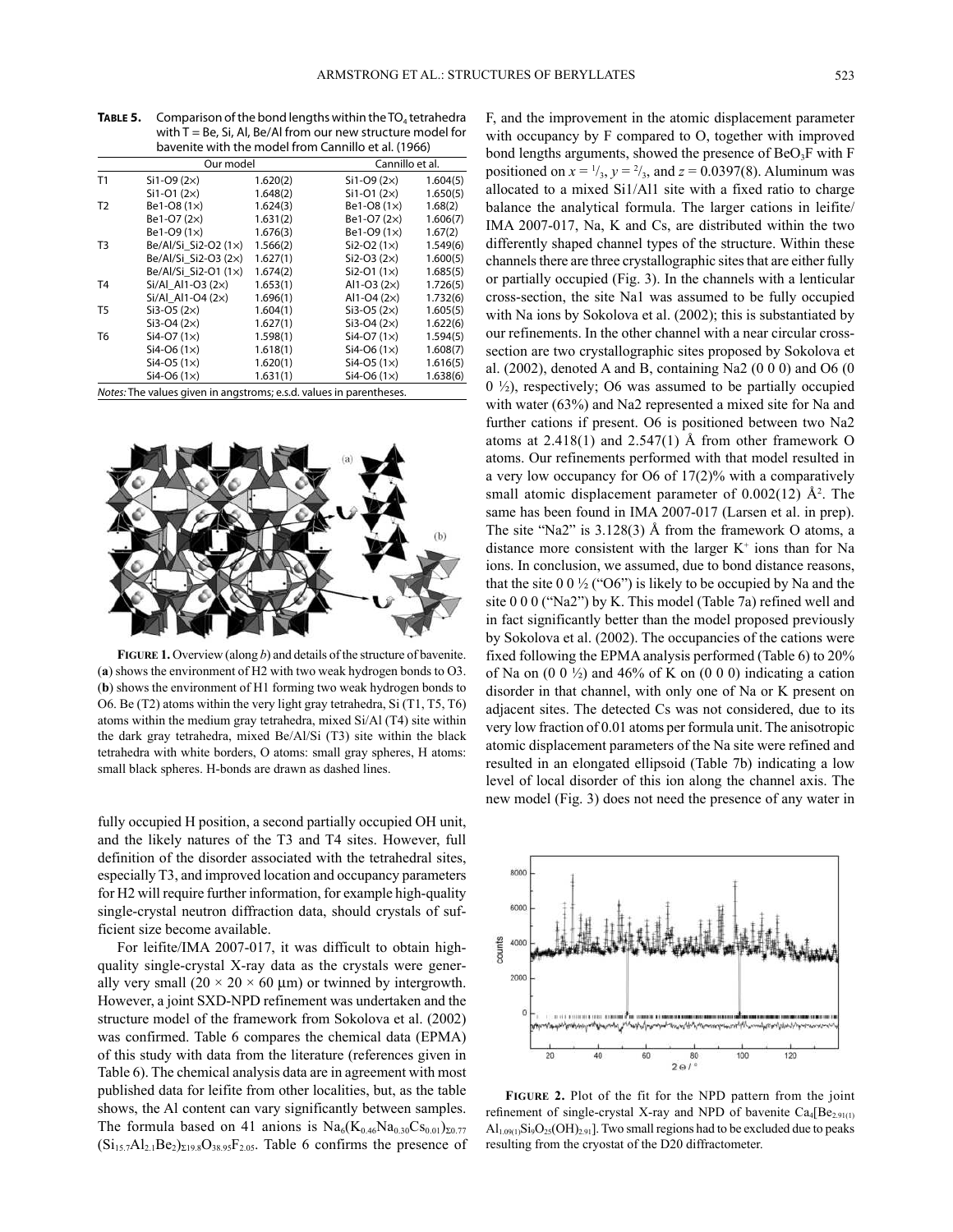**TABLE 5.** Comparison of the bond lengths within the $TO_4$ tetrahedra with T = Be, Si, Al, Be/Al from our new structure model for bavenite with the model from Cannillo et al. (1966)

| | Our model | | Cannillo et al. | |
|---|---|---|---|---|
| T1 | Si1-O9 (2×) | 1.620(2) | Si1-O9 (2×) | 1.604(5) |
| | Si1-O1 (2×) | 1.648(2) | Si1-O1 (2×) | 1.650(5) |
| T2 | Be1-O8 (1×) | 1.624(3) | Be1-O8 (1×) | 1.68(2) |
| | Be1-O7 (2×) | 1.631(2) | Be1-O7 (2×) | 1.606(7) |
| | Be1-O9 (1×) | 1.676(3) | Be1-O9 (1×) | 1.67(2) |
| T3 | Be/Al/Si_Si2-O2 (1×) | 1.566(2) | Si2-O2 (1×) | 1.549(6) |
| | Be/Al/Si_Si2-O3 (2×) | 1.627(1) | Si2-O3 (2×) | 1.600(5) |
| | Be/Al/Si_Si2-O1 (1×) | 1.674(2) | Si2-O1 (1×) | 1.685(5) |
| T4 | Si/Al_Al1-O3 (2×) | 1.653(1) | Al1-O3 (2×) | 1.726(5) |
| | Si/Al_Al1-O4 (2×) | 1.696(1) | Al1-O4 (2×) | 1.732(6) |
| T5 | Si3-O5 (2×) | 1.604(1) | Si3-O5 (2×) | 1.605(5) |
| | Si3-O4 (2×) | 1.627(1) | Si3-O4 (2×) | 1.622(6) |
| T6 | Si4-O7 (1×) | 1.598(1) | Si4-O7 (1×) | 1.594(5) |
| | Si4-O6 (1×) | 1.618(1) | Si4-O6 (1×) | 1.608(7) |
| | Si4-O5 (1×) | 1.620(1) | Si4-O5 (1×) | 1.616(5) |
| | Si4-O6 (1×) | 1.631(1) | Si4-O6 (1×) | 1.638(6) |

*Notes:* The values given in angstroms; e.s.d. values in parentheses.

**FIGURE 1.** Overview (along *b*) and details of the structure of bavenite. (**a**) shows the environment of H2 with two weak hydrogen bonds to O3. (**b**) shows the environment of H1 forming two weak hydrogen bonds to O6. Be (T2) atoms within the very light gray tetrahedra, Si (T1, T5, T6) atoms within the medium gray tetrahedra, mixed Si/Al (T4) site within the dark gray tetrahedra, mixed Be/Al/Si (T3) site within the black tetrahedra with white borders, O atoms: small gray spheres, H atoms: small black spheres. H-bonds are drawn as dashed lines.

fully occupied H position, a second partially occupied OH unit, and the likely natures of the T3 and T4 sites. However, full definition of the disorder associated with the tetrahedral sites, especially T3, and improved location and occupancy parameters for H2 will require further information, for example high-quality single-crystal neutron diffraction data, should crystals of sufficient size become available.

For leifite/IMA 2007-017, it was difficult to obtain high-quality single-crystal X-ray data as the crystals were generally very small (20 × 20 × 60 μm) or twinned by intergrowth. However, a joint SXD-NPD refinement was undertaken and the structure model of the framework from Sokolova et al. (2002) was confirmed. Table 6 compares the chemical data (EPMA) of this study with data from the literature (references given in Table 6). The chemical analysis data are in agreement with most published data for leifite from other localities, but, as the table shows, the Al content can vary significantly between samples. The formula based on 41 anions is $Na_6(K_{0.46}Na_{0.30}Cs_{0.01})_{\Sigma 0.77}(Si_{15.7}Al_{2.1}Be_2)_{\Sigma 19.8}O_{38.95}F_{2.05}$. Table 6 confirms the presence of F, and the improvement in the atomic displacement parameter with occupancy by F compared to O, together with improved bond lengths arguments, showed the presence of $BeO_3F$ with F positioned on $x = {}^1/_3$, $y = {}^2/_3$, and $z = 0.0397(8)$. Aluminum was allocated to a mixed Si1/Al1 site with a fixed ratio to charge balance the analytical formula. The larger cations in leifite/IMA 2007-017, Na, K and Cs, are distributed within the two differently shaped channel types of the structure. Within these channels there are three crystallographic sites that are either fully or partially occupied (Fig. 3). In the channels with a lenticular cross-section, the site Na1 was assumed to be fully occupied with Na ions by Sokolova et al. (2002); this is substantiated by our refinements. In the other channel with a near circular cross-section are two crystallographic sites proposed by Sokolova et al. (2002), denoted A and B, containing Na2 (0 0 0) and O6 (0 0 ½), respectively; O6 was assumed to be partially occupied with water (63%) and Na2 represented a mixed site for Na and further cations if present. O6 is positioned between two Na2 atoms at 2.418(1) and 2.547(1) Å from other framework O atoms. Our refinements performed with that model resulted in a very low occupancy for O6 of 17(2)% with a comparatively small atomic displacement parameter of 0.002(12) $Å^2$. The same has been found in IMA 2007-017 (Larsen et al. in prep). The site "Na2" is 3.128(3) Å from the framework O atoms, a distance more consistent with the larger $K^+$ ions than for Na ions. In conclusion, we assumed, due to bond distance reasons, that the site 0 0 ½ ("O6") is likely to be occupied by Na and the site 0 0 0 ("Na2") by K. This model (Table 7a) refined well and in fact significantly better than the model proposed previously by Sokolova et al. (2002). The occupancies of the cations were fixed following the EPMA analysis performed (Table 6) to 20% of Na on (0 0 ½) and 46% of K on (0 0 0) indicating a cation disorder in that channel, with only one of Na or K present on adjacent sites. The detected Cs was not considered, due to its very low fraction of 0.01 atoms per formula unit. The anisotropic atomic displacement parameters of the Na site were refined and resulted in an elongated ellipsoid (Table 7b) indicating a low level of local disorder of this ion along the channel axis. The new model (Fig. 3) does not need the presence of any water in

**FIGURE 2.** Plot of the fit for the NPD pattern from the joint refinement of single-crystal X-ray and NPD of bavenite $Ca_4[Be_{2.91(1)}Al_{1.09(1)}Si_9O_{25}(OH)_{2.91}]$. Two small regions had to be excluded due to peaks resulting from the cryostat of the D20 diffractometer.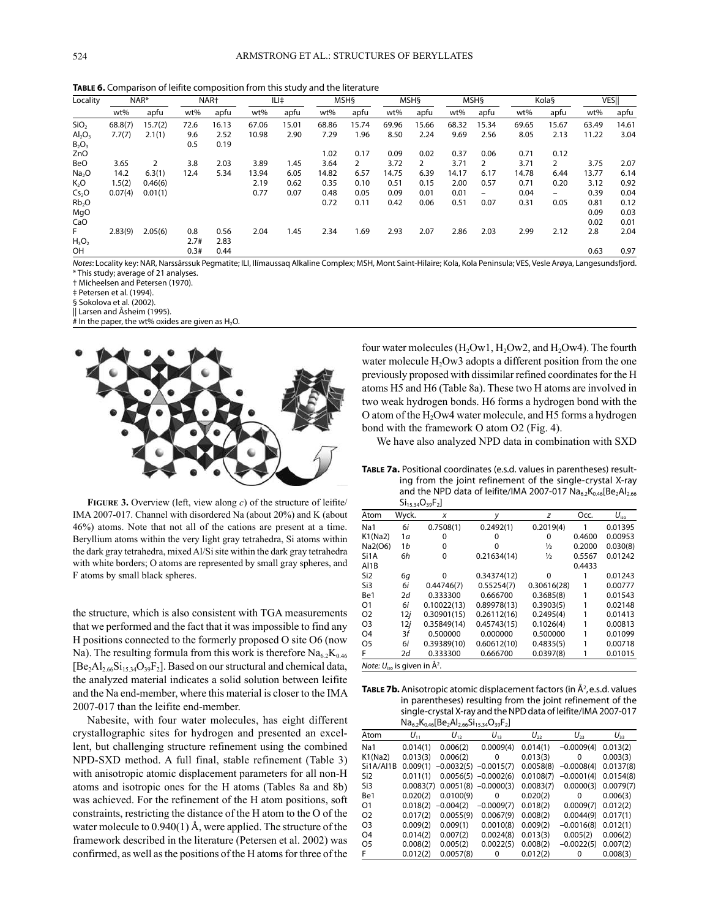**TABLE 6.** Comparison of leifite composition from this study and the literature

| Locality | NAR* | | NAR† | | ILI‡ | | MSH§ | | MSH§ | | MSH§ | | Kola§ | | VES‖ | |
|---|---|---|---|---|---|---|---|---|---|---|---|---|---|---|---|---|
| | wt% | apfu | wt% | apfu | wt% | apfu | wt% | apfu | wt% | apfu | wt% | apfu | wt% | apfu | wt% | apfu |
| $SiO_2$ | 68.8(7) | 15.7(2) | 72.6 | 16.13 | 67.06 | 15.01 | 68.86 | 15.74 | 69.96 | 15.66 | 68.32 | 15.34 | 69.65 | 15.67 | 63.49 | 14.61 |
| $Al_2O_3$ | 7.7(7) | 2.1(1) | 9.6 | 2.52 | 10.98 | 2.90 | 7.29 | 1.96 | 8.50 | 2.24 | 9.69 | 2.56 | 8.05 | 2.13 | 11.22 | 3.04 |
| $B_2O_3$ | | | 0.5 | 0.19 | | | | | | | | | | | | |
| ZnO | | | | | | | 1.02 | 0.17 | 0.09 | 0.02 | 0.37 | 0.06 | 0.71 | 0.12 | | |
| BeO | 3.65 | 2 | 3.8 | 2.03 | 3.89 | 1.45 | 3.64 | 2 | 3.72 | 2 | 3.71 | 2 | 3.71 | 2 | 3.75 | 2.07 |
| $Na_2O$ | 14.2 | 6.3(1) | 12.4 | 5.34 | 13.94 | 6.05 | 14.82 | 6.57 | 14.75 | 6.39 | 14.17 | 6.17 | 14.78 | 6.44 | 13.77 | 6.14 |
| $K_2O$ | 1.5(2) | 0.46(6) | | | 2.19 | 0.62 | 0.35 | 0.10 | 0.51 | 0.15 | 2.00 | 0.57 | 0.71 | 0.20 | 3.12 | 0.92 |
| $Cs_2O$ | 0.07(4) | 0.01(1) | | | 0.77 | 0.07 | 0.48 | 0.05 | 0.09 | 0.01 | 0.01 | – | 0.04 | – | 0.39 | 0.04 |
| $Rb_2O$ | | | | | | | 0.72 | 0.11 | 0.42 | 0.06 | 0.51 | 0.07 | 0.31 | 0.05 | 0.81 | 0.12 |
| MgO | | | | | | | | | | | | | | | 0.09 | 0.03 |
| CaO | | | | | | | | | | | | | | | 0.02 | 0.01 |
| F | 2.83(9) | 2.05(6) | 0.8 | 0.56 | 2.04 | 1.45 | 2.34 | 1.69 | 2.93 | 2.07 | 2.86 | 2.03 | 2.99 | 2.12 | 2.8 | 2.04 |
| $H_2O_2$ | | | 2.7# | 2.83 | | | | | | | | | | | | |
| OH | | | 0.3# | 0.44 | | | | | | | | | | | 0.63 | 0.97 |

*Notes*: Locality key: NAR, Narssârssuk Pegmatite; ILI, Ilímaussaq Alkaline Complex; MSH, Mont Saint-Hilaire; Kola, Kola Peninsula; VES, Vesle Arøya, Langesundsfjord.
\* This study; average of 21 analyses.
† Micheelsen and Petersen (1970).
‡ Petersen et al. (1994).
§ Sokolova et al. (2002).
‖ Larsen and Åsheim (1995).
\# In the paper, the wt% oxides are given as $H_2O$.

**FIGURE 3.** Overview (left, view along *c*) of the structure of leifite/IMA 2007-017. Channel with disordered Na (about 20%) and K (about 46%) atoms. Note that not all of the cations are present at a time. Beryllium atoms within the very light gray tetrahedra, Si atoms within the dark gray tetrahedra, mixed Al/Si site within the dark gray tetrahedra with white borders; O atoms are represented by small gray spheres, and F atoms by small black spheres.

the structure, which is also consistent with TGA measurements that we performed and the fact that it was impossible to find any H positions connected to the formerly proposed O site O6 (now Na). The resulting formula from this work is therefore $Na_{6.2}K_{0.46}[Be_2Al_{2.66}Si_{15.34}O_{39}F_2]$. Based on our structural and chemical data, the analyzed material indicates a solid solution between leifite and the Na end-member, where this material is closer to the IMA 2007-017 than the leifite end-member.

Nabesite, with four water molecules, has eight different crystallographic sites for hydrogen and presented an excellent, but challenging structure refinement using the combined NPD-SXD method. A full final, stable refinement (Table 3) with anisotropic atomic displacement parameters for all non-H atoms and isotropic ones for the H atoms (Tables 8a and 8b) was achieved. For the refinement of the H atom positions, soft constraints, restricting the distance of the H atom to the O of the water molecule to 0.940(1) Å, were applied. The structure of the framework described in the literature (Petersen et al. 2002) was confirmed, as well as the positions of the H atoms for three of the four water molecules ($H_2Ow1$, $H_2Ow2$, and $H_2Ow4$). The fourth water molecule $H_2Ow3$ adopts a different position from the one previously proposed with dissimilar refined coordinates for the H atoms H5 and H6 (Table 8a). These two H atoms are involved in two weak hydrogen bonds. H6 forms a hydrogen bond with the O atom of the $H_2Ow4$ water molecule, and H5 forms a hydrogen bond with the framework O atom O2 (Fig. 4).

We have also analyzed NPD data in combination with SXD

**TABLE 7a.** Positional coordinates (e.s.d. values in parentheses) resulting from the joint refinement of the single-crystal X-ray and the NPD data of leifite/IMA 2007-017 $Na_{6.2}K_{0.46}[Be_2Al_{2.66}Si_{15.34}O_{39}F_2]$

| Atom | Wyck. | *x* | *y* | *z* | Occ. | $U_{iso}$ |
|---|---|---|---|---|---|---|
| Na1 | 6*i* | 0.7508(1) | 0.2492(1) | 0.2019(4) | 1 | 0.01395 |
| K1(Na2) | 1*a* | 0 | 0 | 0 | 0.4600 | 0.00953 |
| Na2(O6) | 1*b* | 0 | 0 | ½ | 0.2000 | 0.030(8) |
| Si1A | 6*h* | 0 | 0.21634(14) | ½ | 0.5567 | 0.01242 |
| Al1B | | | | | 0.4433 | |
| Si2 | 6*g* | 0 | 0.34374(12) | 0 | 1 | 0.01243 |
| Si3 | 6*i* | 0.44746(7) | 0.55254(7) | 0.30616(28) | 1 | 0.00777 |
| Be1 | 2*d* | 0.333300 | 0.666700 | 0.3685(8) | 1 | 0.01543 |
| O1 | 6*i* | 0.10022(13) | 0.89978(13) | 0.3903(5) | 1 | 0.02148 |
| O2 | 12*j* | 0.30901(15) | 0.26112(16) | 0.2495(4) | 1 | 0.01413 |
| O3 | 12*j* | 0.35849(14) | 0.45743(15) | 0.1026(4) | 1 | 0.00813 |
| O4 | 3*f* | 0.500000 | 0.000000 | 0.500000 | 1 | 0.01099 |
| O5 | 6*i* | 0.39389(10) | 0.60612(10) | 0.4835(5) | 1 | 0.00718 |
| F | 2*d* | 0.333300 | 0.666700 | 0.0397(8) | 1 | 0.01015 |

*Note*: $U_{iso}$ is given in Å².

**TABLE 7b.** Anisotropic atomic displacement factors (in Å², e.s.d. values in parentheses) resulting from the joint refinement of the single-crystal X-ray and the NPD data of leifite/IMA 2007-017 $Na_{6.2}K_{0.46}[Be_2Al_{2.66}Si_{15.34}O_{39}F_2]$

| Atom | $U_{11}$ | $U_{12}$ | $U_{13}$ | $U_{22}$ | $U_{23}$ | $U_{33}$ |
|---|---|---|---|---|---|---|
| Na1 | 0.014(1) | 0.006(2) | 0.0009(4) | 0.014(1) | −0.0009(4) | 0.013(2) |
| K1(Na2) | 0.013(3) | 0.006(2) | 0 | 0.013(3) | 0 | 0.003(3) |
| Si1A/Al1B | 0.009(1) | −0.0032(5) | −0.0015(7) | 0.0058(8) | −0.0008(4) | 0.0137(8) |
| Si2 | 0.011(1) | 0.0056(5) | −0.0002(6) | 0.0108(7) | −0.0001(4) | 0.0154(8) |
| Si3 | 0.0083(7) | 0.0051(8) | −0.0000(3) | 0.0083(7) | 0.0000(3) | 0.0079(7) |
| Be1 | 0.020(2) | 0.0100(9) | 0 | 0.020(2) | 0 | 0.006(3) |
| O1 | 0.018(2) | −0.004(2) | −0.0009(7) | 0.018(2) | 0.0009(7) | 0.012(2) |
| O2 | 0.017(2) | 0.0055(9) | 0.0067(9) | 0.008(2) | 0.0044(9) | 0.017(1) |
| O3 | 0.009(2) | 0.009(1) | 0.0010(8) | 0.009(2) | −0.0016(8) | 0.012(1) |
| O4 | 0.014(2) | 0.007(2) | 0.0024(8) | 0.013(3) | 0.005(2) | 0.006(2) |
| O5 | 0.008(2) | 0.005(2) | 0.0022(5) | 0.008(2) | −0.0022(5) | 0.007(2) |
| F | 0.012(2) | 0.0057(8) | 0 | 0.012(2) | 0 | 0.008(3) |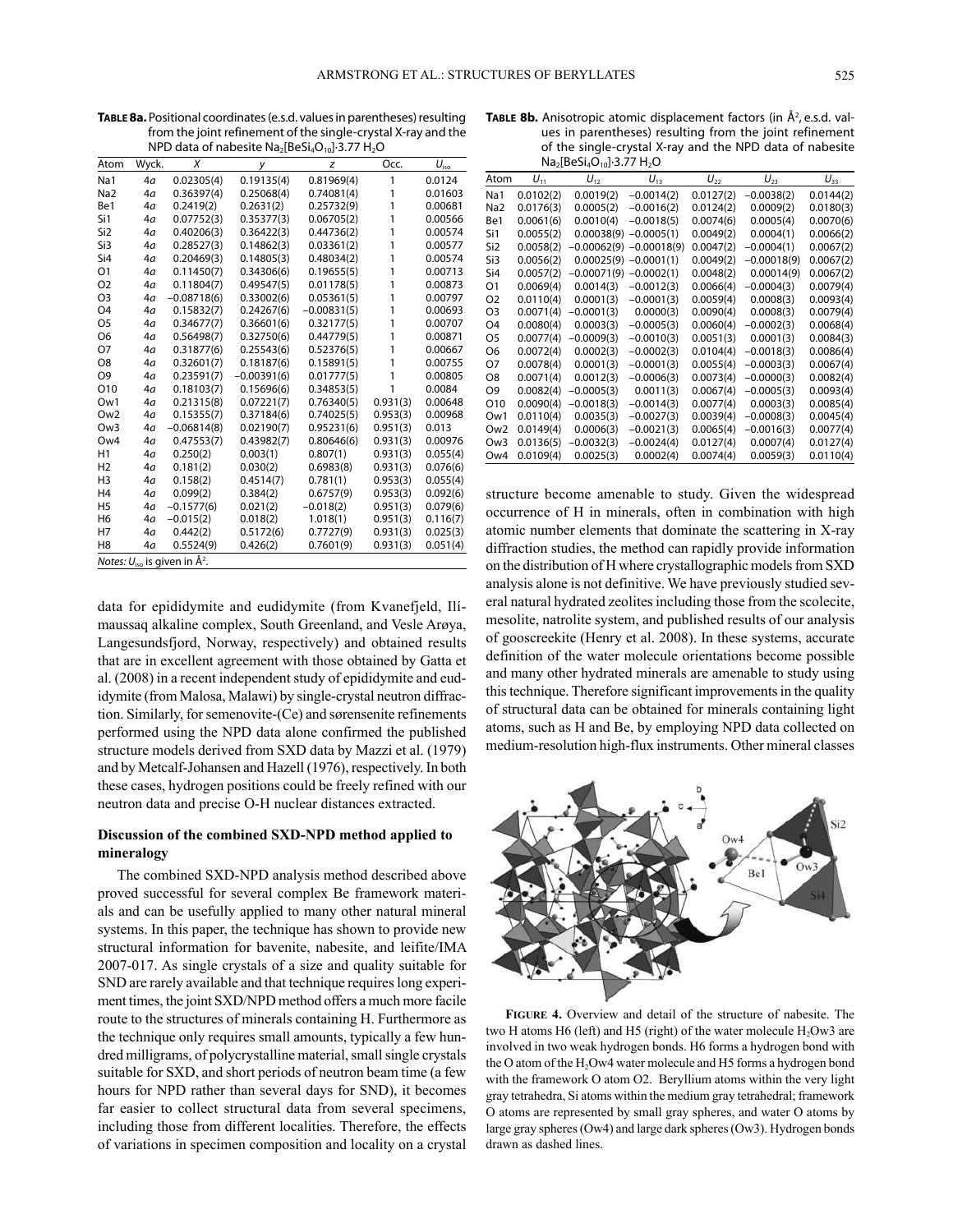**TABLE 8a.** Positional coordinates (e.s.d. values in parentheses) resulting from the joint refinement of the single-crystal X-ray and the NPD data of nabesite $Na_2[BeSi_4O_{10}]·3.77\ H_2O$

| Atom | Wyck. | $X$ | $y$ | $z$ | Occ. | $U_{iso}$ |
|---|---|---|---|---|---|---|
| Na1 | 4a | 0.02305(4) | 0.19135(4) | 0.81969(4) | 1 | 0.0124 |
| Na2 | 4a | 0.36397(4) | 0.25068(4) | 0.74081(4) | 1 | 0.01603 |
| Be1 | 4a | 0.2419(2) | 0.2631(2) | 0.25732(9) | 1 | 0.00681 |
| Si1 | 4a | 0.07752(3) | 0.35377(3) | 0.06705(2) | 1 | 0.00566 |
| Si2 | 4a | 0.40206(3) | 0.36422(3) | 0.44736(2) | 1 | 0.00574 |
| Si3 | 4a | 0.28527(3) | 0.14862(3) | 0.03361(2) | 1 | 0.00577 |
| Si4 | 4a | 0.20469(3) | 0.14805(3) | 0.48034(2) | 1 | 0.00574 |
| O1 | 4a | 0.11450(7) | 0.34306(6) | 0.19655(5) | 1 | 0.00713 |
| O2 | 4a | 0.11804(7) | 0.49547(5) | 0.01178(5) | 1 | 0.00873 |
| O3 | 4a | −0.08718(6) | 0.33002(6) | 0.05361(5) | 1 | 0.00797 |
| O4 | 4a | 0.15832(7) | 0.24267(6) | −0.00831(5) | 1 | 0.00693 |
| O5 | 4a | 0.34677(7) | 0.36601(6) | 0.32177(5) | 1 | 0.00707 |
| O6 | 4a | 0.56498(7) | 0.32750(6) | 0.44779(5) | 1 | 0.00871 |
| O7 | 4a | 0.31877(6) | 0.25543(6) | 0.52376(5) | 1 | 0.00667 |
| O8 | 4a | 0.32601(7) | 0.18187(6) | 0.15891(5) | 1 | 0.00755 |
| O9 | 4a | 0.23591(7) | −0.00391(6) | 0.01777(5) | 1 | 0.00805 |
| O10 | 4a | 0.18103(7) | 0.15696(6) | 0.34853(5) | 1 | 0.0084 |
| Ow1 | 4a | 0.21315(8) | 0.07221(7) | 0.76340(5) | 0.931(3) | 0.00648 |
| Ow2 | 4a | 0.15355(7) | 0.37184(6) | 0.74025(5) | 0.953(3) | 0.00968 |
| Ow3 | 4a | −0.06814(8) | 0.02190(7) | 0.95231(6) | 0.951(3) | 0.013 |
| Ow4 | 4a | 0.47553(7) | 0.43982(7) | 0.80646(6) | 0.931(3) | 0.00976 |
| H1 | 4a | 0.250(2) | 0.003(1) | 0.807(1) | 0.931(3) | 0.055(4) |
| H2 | 4a | 0.181(2) | 0.030(2) | 0.6983(8) | 0.931(3) | 0.076(6) |
| H3 | 4a | 0.158(2) | 0.4514(7) | 0.781(1) | 0.953(3) | 0.055(4) |
| H4 | 4a | 0.099(2) | 0.384(2) | 0.6757(9) | 0.953(3) | 0.092(6) |
| H5 | 4a | −0.1577(6) | 0.021(2) | −0.018(2) | 0.951(3) | 0.079(6) |
| H6 | 4a | −0.015(2) | 0.018(2) | 1.018(1) | 0.951(3) | 0.116(7) |
| H7 | 4a | 0.442(2) | 0.5172(6) | 0.7727(9) | 0.931(3) | 0.025(3) |
| H8 | 4a | 0.5524(9) | 0.426(2) | 0.7601(9) | 0.931(3) | 0.051(4) |

*Notes:* $U_{iso}$ is given in Å$^2$.

**TABLE 8b.** Anisotropic atomic displacement factors (in Å$^2$, e.s.d. values in parentheses) resulting from the joint refinement of the single-crystal X-ray and the NPD data of nabesite $Na_2[BeSi_4O_{10}]·3.77\ H_2O$

| Atom | $U_{11}$ | $U_{12}$ | $U_{13}$ | $U_{22}$ | $U_{23}$ | $U_{33}$ |
|---|---|---|---|---|---|---|
| Na1 | 0.0102(2) | 0.0019(2) | −0.0014(2) | 0.0127(2) | −0.0038(2) | 0.0144(2) |
| Na2 | 0.0176(3) | 0.0005(2) | −0.0016(2) | 0.0124(2) | 0.0009(2) | 0.0180(3) |
| Be1 | 0.0061(6) | 0.0010(4) | −0.0018(5) | 0.0074(6) | 0.0005(4) | 0.0070(6) |
| Si1 | 0.0055(2) | 0.00038(9) | −0.0005(1) | 0.0049(2) | 0.0004(1) | 0.0066(2) |
| Si2 | 0.0058(2) | −0.00062(9) | −0.00018(9) | 0.0047(2) | −0.0004(1) | 0.0067(2) |
| Si3 | 0.0056(2) | 0.00025(9) | −0.0001(1) | 0.0049(2) | −0.00018(9) | 0.0067(2) |
| Si4 | 0.0057(2) | −0.00071(9) | −0.0002(1) | 0.0048(2) | 0.00014(9) | 0.0067(2) |
| O1 | 0.0069(4) | 0.0014(3) | −0.0012(3) | 0.0066(4) | −0.0004(3) | 0.0079(4) |
| O2 | 0.0110(4) | 0.0001(3) | −0.0001(3) | 0.0059(4) | 0.0008(3) | 0.0093(4) |
| O3 | 0.0071(4) | −0.0001(3) | 0.0000(3) | 0.0090(4) | 0.0008(3) | 0.0079(4) |
| O4 | 0.0080(4) | 0.0003(3) | −0.0005(3) | 0.0060(4) | −0.0002(3) | 0.0068(4) |
| O5 | 0.0077(4) | −0.0009(3) | −0.0010(3) | 0.0051(3) | 0.0001(3) | 0.0084(3) |
| O6 | 0.0072(4) | 0.0002(3) | −0.0002(3) | 0.0104(4) | −0.0018(3) | 0.0086(4) |
| O7 | 0.0078(4) | 0.0001(3) | −0.0001(3) | 0.0055(4) | −0.0003(3) | 0.0067(4) |
| O8 | 0.0071(4) | 0.0012(3) | −0.0006(3) | 0.0073(4) | −0.0000(3) | 0.0082(4) |
| O9 | 0.0082(4) | −0.0005(3) | 0.0011(3) | 0.0067(4) | −0.0005(3) | 0.0093(4) |
| O10 | 0.0090(4) | −0.0018(3) | −0.0014(3) | 0.0077(4) | 0.0003(3) | 0.0085(4) |
| Ow1 | 0.0110(4) | 0.0035(3) | −0.0027(3) | 0.0039(4) | −0.0008(3) | 0.0045(4) |
| Ow2 | 0.0149(4) | 0.0006(3) | −0.0021(3) | 0.0065(4) | −0.0016(3) | 0.0077(4) |
| Ow3 | 0.0136(5) | −0.0032(3) | −0.0024(4) | 0.0127(4) | 0.0007(4) | 0.0127(4) |
| Ow4 | 0.0109(4) | 0.0025(3) | 0.0002(4) | 0.0074(4) | 0.0059(3) | 0.0110(4) |

data for epididymite and eudidymite (from Kvanefjeld, Ilímaussaq alkaline complex, South Greenland, and Vesle Arøya, Langesundsfjord, Norway, respectively) and obtained results that are in excellent agreement with those obtained by Gatta et al. (2008) in a recent independent study of epididymite and eudidymite (from Malosa, Malawi) by single-crystal neutron diffraction. Similarly, for semenovite-(Ce) and sørensenite refinements performed using the NPD data alone confirmed the published structure models derived from SXD data by Mazzi et al. (1979) and by Metcalf-Johansen and Hazell (1976), respectively. In both these cases, hydrogen positions could be freely refined with our neutron data and precise O-H nuclear distances extracted.

### Discussion of the combined SXD-NPD method applied to mineralogy

The combined SXD-NPD analysis method described above proved successful for several complex Be framework materials and can be usefully applied to many other natural mineral systems. In this paper, the technique has shown to provide new structural information for bavenite, nabesite, and leifite/IMA 2007-017. As single crystals of a size and quality suitable for SND are rarely available and that technique requires long experiment times, the joint SXD/NPD method offers a much more facile route to the structures of minerals containing H. Furthermore as the technique only requires small amounts, typically a few hundred milligrams, of polycrystalline material, small single crystals suitable for SXD, and short periods of neutron beam time (a few hours for NPD rather than several days for SND), it becomes far easier to collect structural data from several specimens, including those from different localities. Therefore, the effects of variations in specimen composition and locality on a crystal structure become amenable to study. Given the widespread occurrence of H in minerals, often in combination with high atomic number elements that dominate the scattering in X-ray diffraction studies, the method can rapidly provide information on the distribution of H where crystallographic models from SXD analysis alone is not definitive. We have previously studied several natural hydrated zeolites including those from the scolecite, mesolite, natrolite system, and published results of our analysis of gooscreekite (Henry et al. 2008). In these systems, accurate definition of the water molecule orientations become possible and many other hydrated minerals are amenable to study using this technique. Therefore significant improvements in the quality of structural data can be obtained for minerals containing light atoms, such as H and Be, by employing NPD data collected on medium-resolution high-flux instruments. Other mineral classes

**FIGURE 4.** Overview and detail of the structure of nabesite. The two H atoms H6 (left) and H5 (right) of the water molecule $H_2Ow3$ are involved in two weak hydrogen bonds. H6 forms a hydrogen bond with the O atom of the $H_2Ow4$ water molecule and H5 forms a hydrogen bond with the framework O atom O2. Beryllium atoms within the very light gray tetrahedra, Si atoms within the medium gray tetrahedral; framework O atoms are represented by small gray spheres, and water O atoms by large gray spheres (Ow4) and large dark spheres (Ow3). Hydrogen bonds drawn as dashed lines.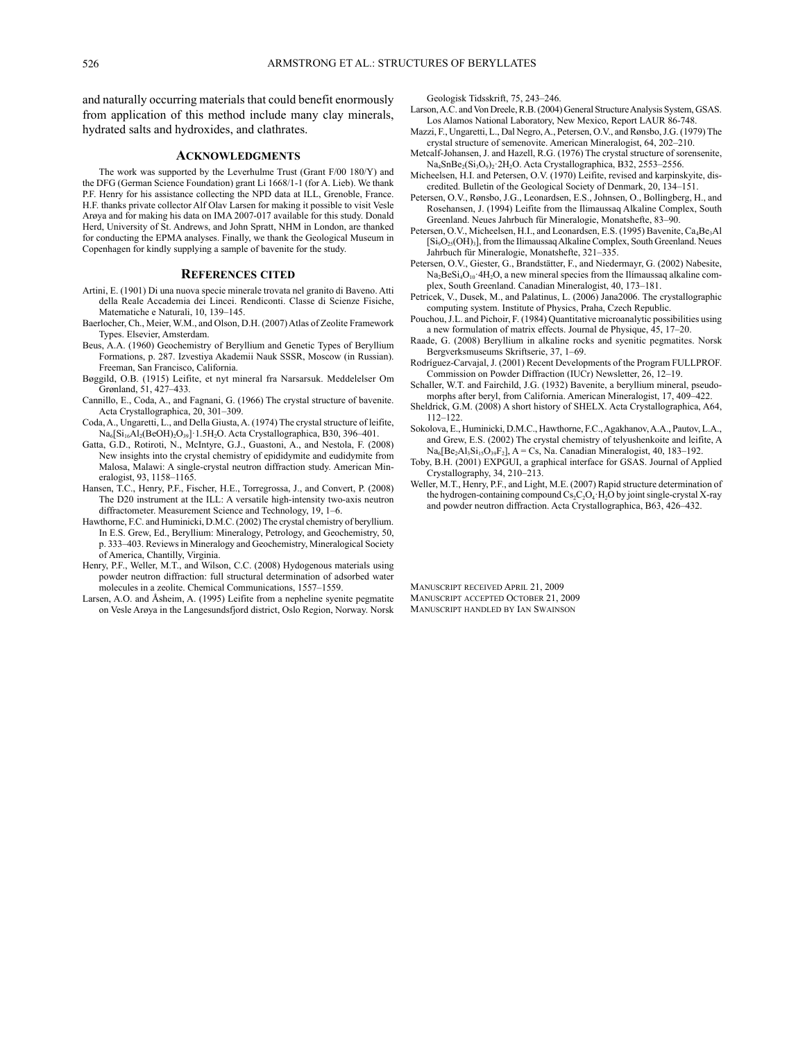and naturally occurring materials that could benefit enormously from application of this method include many clay minerals, hydrated salts and hydroxides, and clathrates.

## Acknowledgments

The work was supported by the Leverhulme Trust (Grant F/00 180/Y) and the DFG (German Science Foundation) grant Li 1668/1-1 (for A. Lieb). We thank P.F. Henry for his assistance collecting the NPD data at ILL, Grenoble, France. H.F. thanks private collector Alf Olav Larsen for making it possible to visit Vesle Arøya and for making his data on IMA 2007-017 available for this study. Donald Herd, University of St. Andrews, and John Spratt, NHM in London, are thanked for conducting the EPMA analyses. Finally, we thank the Geological Museum in Copenhagen for kindly supplying a sample of bavenite for the study.

## References cited

Artini, E. (1901) Di una nuova specie minerale trovata nel granito di Baveno. Atti della Reale Accademia dei Lincei. Rendiconti. Classe di Scienze Fisiche, Matematiche e Naturali, 10, 139–145.

Baerlocher, Ch., Meier, W.M., and Olson, D.H. (2007) Atlas of Zeolite Framework Types. Elsevier, Amsterdam.

Beus, A.A. (1960) Geochemistry of Beryllium and Genetic Types of Beryllium Formations, p. 287. Izvestiya Akademii Nauk SSSR, Moscow (in Russian). Freeman, San Francisco, California.

Bøggild, O.B. (1915) Leifite, et nyt mineral fra Narsarsuk. Meddelelser Om Grønland, 51, 427–433.

Cannillo, E., Coda, A., and Fagnani, G. (1966) The crystal structure of bavenite. Acta Crystallographica, 20, 301–309.

Coda, A., Ungaretti, L., and Della Giusta, A. (1974) The crystal structure of leifite, $Na_6[Si_{16}Al_2(BeOH)_2O_{39}]\cdot1.5H_2O$. Acta Crystallographica, B30, 396–401.

Gatta, G.D., Rotiroti, N., McIntyre, G.J., Guastoni, A., and Nestola, F. (2008) New insights into the crystal chemistry of epididymite and eudidymite from Malosa, Malawi: A single-crystal neutron diffraction study. American Mineralogist, 93, 1158–1165.

Hansen, T.C., Henry, P.F., Fischer, H.E., Torregrossa, J., and Convert, P. (2008) The D20 instrument at the ILL: A versatile high-intensity two-axis neutron diffractometer. Measurement Science and Technology, 19, 1–6.

Hawthorne, F.C. and Huminicki, D.M.C. (2002) The crystal chemistry of beryllium. In E.S. Grew, Ed., Beryllium: Mineralogy, Petrology, and Geochemistry, 50, p. 333–403. Reviews in Mineralogy and Geochemistry, Mineralogical Society of America, Chantilly, Virginia.

Henry, P.F., Weller, M.T., and Wilson, C.C. (2008) Hydogenous materials using powder neutron diffraction: full structural determination of adsorbed water molecules in a zeolite. Chemical Communications, 1557–1559.

Larsen, A.O. and Åsheim, A. (1995) Leifite from a nepheline syenite pegmatite on Vesle Arøya in the Langesundsfjord district, Oslo Region, Norway. Norsk Geologisk Tidsskrift, 75, 243–246.

Larson, A.C. and Von Dreele, R.B. (2004) General Structure Analysis System, GSAS. Los Alamos National Laboratory, New Mexico, Report LAUR 86-748.

Mazzi, F., Ungaretti, L., Dal Negro, A., Petersen, O.V., and Rønsbo, J.G. (1979) The crystal structure of semenovite. American Mineralogist, 64, 202–210.

Metcalf-Johansen, J. and Hazell, R.G. (1976) The crystal structure of sorensenite, $Na_4SnBe_2(Si_3O_9)_2\cdot2H_2O$. Acta Crystallographica, B32, 2553–2556.

Micheelsen, H.I. and Petersen, O.V. (1970) Leifite, revised and karpinskyite, discredited. Bulletin of the Geological Society of Denmark, 20, 134–151.

Petersen, O.V., Rønsbo, J.G., Leonardsen, E.S., Johnsen, O., Bollingberg, H., and Rosehansen, J. (1994) Leifite from the Ilimaussaq Alkaline Complex, South Greenland. Neues Jahrbuch für Mineralogie, Monatshefte, 83–90.

Petersen, O.V., Micheelsen, H.I., and Leonardsen, E.S. (1995) Bavenite, $Ca_4Be_3Al[Si_9O_{25}(OH)_3]$, from the Ilimaussaq Alkaline Complex, South Greenland. Neues Jahrbuch für Mineralogie, Monatshefte, 321–335.

Petersen, O.V., Giester, G., Brandstätter, F., and Niedermayr, G. (2002) Nabesite, $Na_2BeSi_4O_{10}\cdot4H_2O$, a new mineral species from the Ilímaussaq alkaline complex, South Greenland. Canadian Mineralogist, 40, 173–181.

Petricek, V., Dusek, M., and Palatinus, L. (2006) Jana2006. The crystallographic computing system. Institute of Physics, Praha, Czech Republic.

Pouchou, J.L. and Pichoir, F. (1984) Quantitative microanalytic possibilities using a new formulation of matrix effects. Journal de Physique, 45, 17–20.

Raade, G. (2008) Beryllium in alkaline rocks and syenitic pegmatites. Norsk Bergverksmuseums Skriftserie, 37, 1–69.

Rodríguez-Carvajal, J. (2001) Recent Developments of the Program FULLPROF. Commission on Powder Diffraction (IUCr) Newsletter, 26, 12–19.

Schaller, W.T. and Fairchild, J.G. (1932) Bavenite, a beryllium mineral, pseudomorphs after beryl, from California. American Mineralogist, 17, 409–422.

Sheldrick, G.M. (2008) A short history of SHELX. Acta Crystallographica, A64, 112–122.

Sokolova, E., Huminicki, D.M.C., Hawthorne, F.C., Agakhanov, A.A., Pautov, L.A., and Grew, E.S. (2002) The crystal chemistry of telyushenkoite and leifite, A $Na_6[Be_2Al_3Si_{15}O_{39}F_2]$, A = Cs, Na. Canadian Mineralogist, 40, 183–192.

Toby, B.H. (2001) EXPGUI, a graphical interface for GSAS. Journal of Applied Crystallography, 34, 210–213.

Weller, M.T., Henry, P.F., and Light, M.E. (2007) Rapid structure determination of the hydrogen-containing compound $Cs_2C_2O_4\cdot H_2O$ by joint single-crystal X-ray and powder neutron diffraction. Acta Crystallographica, B63, 426–432.

Manuscript received April 21, 2009
Manuscript accepted October 21, 2009
Manuscript handled by Ian Swainson